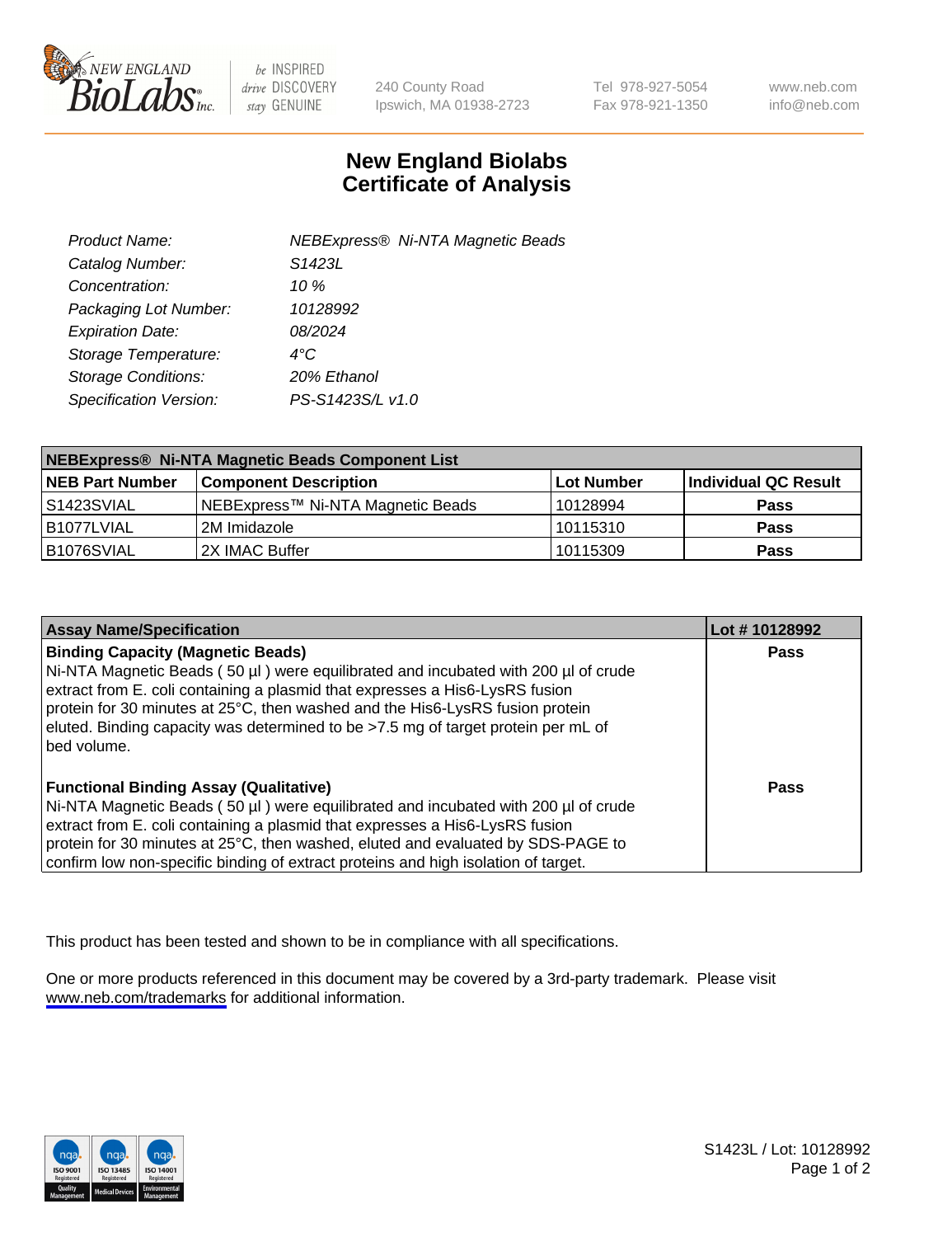New England BioLabs Inc. — be INSPIRED drive DISCOVERY stay GENUINE

240 County Road
Ipswich, MA 01938-2723

Tel 978-927-5054
Fax 978-921-1350

www.neb.com
info@neb.com

# New England Biolabs
# Certificate of Analysis

| | |
|---|---|
| *Product Name:* | *NEBExpress® Ni-NTA Magnetic Beads* |
| *Catalog Number:* | *S1423L* |
| *Concentration:* | *10 %* |
| *Packaging Lot Number:* | *10128992* |
| *Expiration Date:* | *08/2024* |
| *Storage Temperature:* | *4°C* |
| *Storage Conditions:* | *20% Ethanol* |
| *Specification Version:* | *PS-S1423S/L v1.0* |

| **NEBExpress® Ni-NTA Magnetic Beads Component List** | | | |
|---|---|---|---|
| **NEB Part Number** | **Component Description** | **Lot Number** | **Individual QC Result** |
| S1423SVIAL | NEBExpress™ Ni-NTA Magnetic Beads | 10128994 | **Pass** |
| B1077LVIAL | 2M Imidazole | 10115310 | **Pass** |
| B1076SVIAL | 2X IMAC Buffer | 10115309 | **Pass** |

| **Assay Name/Specification** | **Lot # 10128992** |
|---|---|
| **Binding Capacity (Magnetic Beads)** Ni-NTA Magnetic Beads ( 50 µl ) were equilibrated and incubated with 200 µl of crude extract from E. coli containing a plasmid that expresses a His6-LysRS fusion protein for 30 minutes at 25°C, then washed and the His6-LysRS fusion protein eluted. Binding capacity was determined to be >7.5 mg of target protein per mL of bed volume. | **Pass** |
| **Functional Binding Assay (Qualitative)** Ni-NTA Magnetic Beads ( 50 µl ) were equilibrated and incubated with 200 µl of crude extract from E. coli containing a plasmid that expresses a His6-LysRS fusion protein for 30 minutes at 25°C, then washed, eluted and evaluated by SDS-PAGE to confirm low non-specific binding of extract proteins and high isolation of target. | **Pass** |

This product has been tested and shown to be in compliance with all specifications.

One or more products referenced in this document may be covered by a 3rd-party trademark. Please visit www.neb.com/trademarks for additional information.

S1423L / Lot: 10128992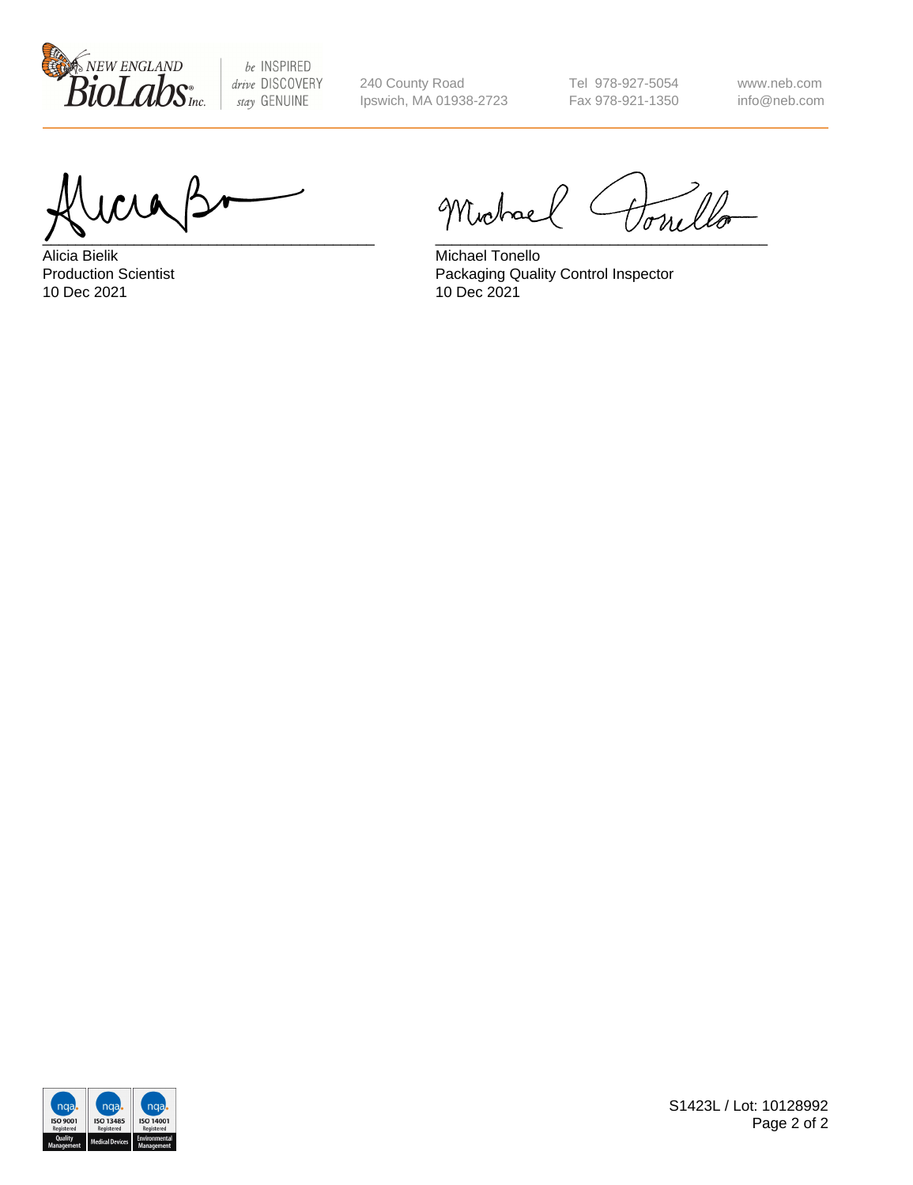240 County Road
Ipswich, MA 01938-2723

Tel 978-927-5054
Fax 978-921-1350

www.neb.com
info@neb.com

Alicia Bielik
Production Scientist
10 Dec 2021

Michael Tonello
Packaging Quality Control Inspector
10 Dec 2021

S1423L / Lot: 10128992